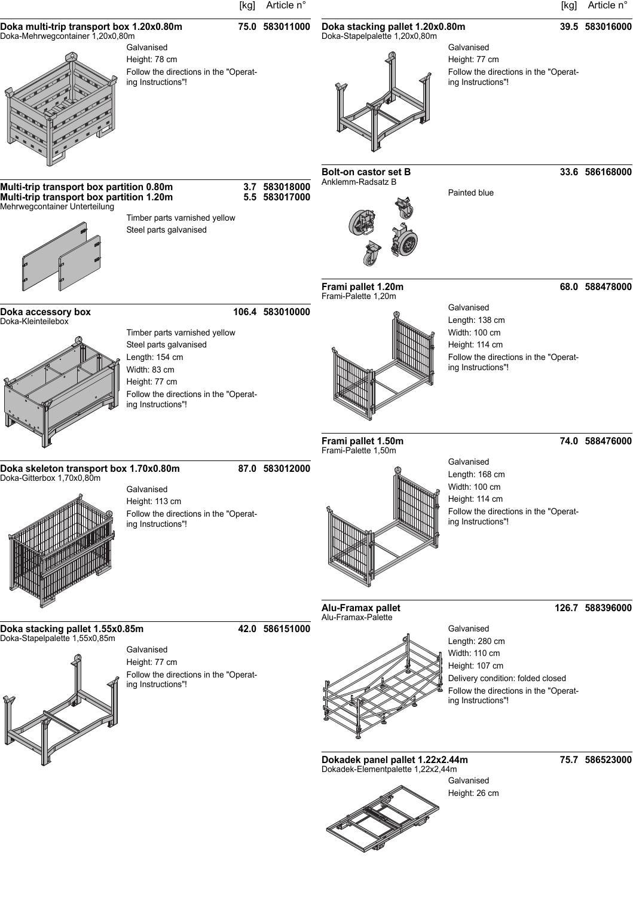| | [kg] | Article n° |
|---|---|---|

**Doka multi-trip transport box 1.20x0.80m** — 75.0 — 583011000
Doka-Mehrwegcontainer 1,20x0,80m

Galvanised
Height: 78 cm
Follow the directions in the "Operating Instructions"!

**Multi-trip transport box partition 0.80m** — 3.7 — 583018000
**Multi-trip transport box partition 1.20m** — 5.5 — 583017000
Mehrwegcontainer Unterteilung

Timber parts varnished yellow
Steel parts galvanised

**Doka accessory box** — 106.4 — 583010000
Doka-Kleinteilebox

Timber parts varnished yellow
Steel parts galvanised
Length: 154 cm
Width: 83 cm
Height: 77 cm
Follow the directions in the "Operating Instructions"!

**Doka skeleton transport box 1.70x0.80m** — 87.0 — 583012000
Doka-Gitterbox 1,70x0,80m

Galvanised
Height: 113 cm
Follow the directions in the "Operating Instructions"!

**Doka stacking pallet 1.55x0.85m** — 42.0 — 586151000
Doka-Stapelpalette 1,55x0,85m

Galvanised
Height: 77 cm
Follow the directions in the "Operating Instructions"!

**Doka stacking pallet 1.20x0.80m** — 39.5 — 583016000
Doka-Stapelpalette 1,20x0,80m

Galvanised
Height: 77 cm
Follow the directions in the "Operating Instructions"!

**Bolt-on castor set B** — 33.6 — 586168000
Anklemm-Radsatz B

Painted blue

**Frami pallet 1.20m** — 68.0 — 588478000
Frami-Palette 1,20m

Galvanised
Length: 138 cm
Width: 100 cm
Height: 114 cm
Follow the directions in the "Operating Instructions"!

**Frami pallet 1.50m** — 74.0 — 588476000
Frami-Palette 1,50m

Galvanised
Length: 168 cm
Width: 100 cm
Height: 114 cm
Follow the directions in the "Operating Instructions"!

**Alu-Framax pallet** — 126.7 — 588396000
Alu-Framax-Palette

Galvanised
Length: 280 cm
Width: 110 cm
Height: 107 cm
Delivery condition: folded closed
Follow the directions in the "Operating Instructions"!

**Dokadek panel pallet 1.22x2.44m** — 75.7 — 586523000
Dokadek-Elementpalette 1,22x2,44m

Galvanised
Height: 26 cm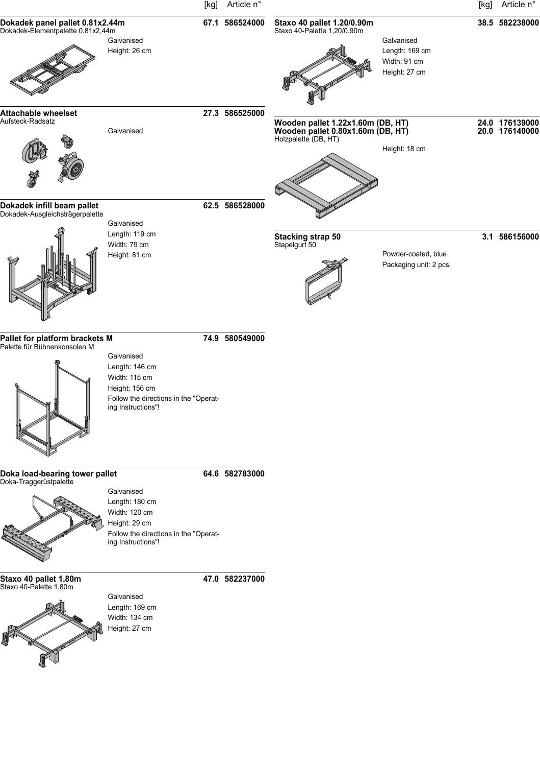| | [kg] | Article n° |
|---|---|---|

**Dokadek panel pallet 0.81x2.44m** 67.1 586524000
Dokadek-Elementpalette 0,81x2,44m

Galvanised
Height: 26 cm

**Attachable wheelset** 27.3 586525000
Aufsteck-Radsatz

Galvanised

**Dokadek infill beam pallet** 62.5 586528000
Dokadek-Ausgleichsträgerpalette

Galvanised
Length: 119 cm
Width: 79 cm
Height: 81 cm

**Pallet for platform brackets M** 74.9 580549000
Palette für Bühnenkonsolen M

Galvanised
Length: 146 cm
Width: 115 cm
Height: 156 cm
Follow the directions in the "Operating Instructions"!

**Doka load-bearing tower pallet** 64.6 582783000
Doka-Traggerüstpalette

Galvanised
Length: 180 cm
Width: 120 cm
Height: 29 cm
Follow the directions in the "Operating Instructions"!

**Staxo 40 pallet 1.80m** 47.0 582237000
Staxo 40-Palette 1,80m

Galvanised
Length: 169 cm
Width: 134 cm
Height: 27 cm

**Staxo 40 pallet 1.20/0.90m** 38.5 582238000
Staxo 40-Palette 1,20/0,90m

Galvanised
Length: 169 cm
Width: 91 cm
Height: 27 cm

**Wooden pallet 1.22x1.60m (DB, HT)** 24.0 176139000
**Wooden pallet 0.80x1.60m (DB, HT)** 20.0 176140000
Holzpalette (DB, HT)

Height: 18 cm

**Stacking strap 50** 3.1 586156000
Stapelgurt 50

Powder-coated, blue
Packaging unit: 2 pcs.